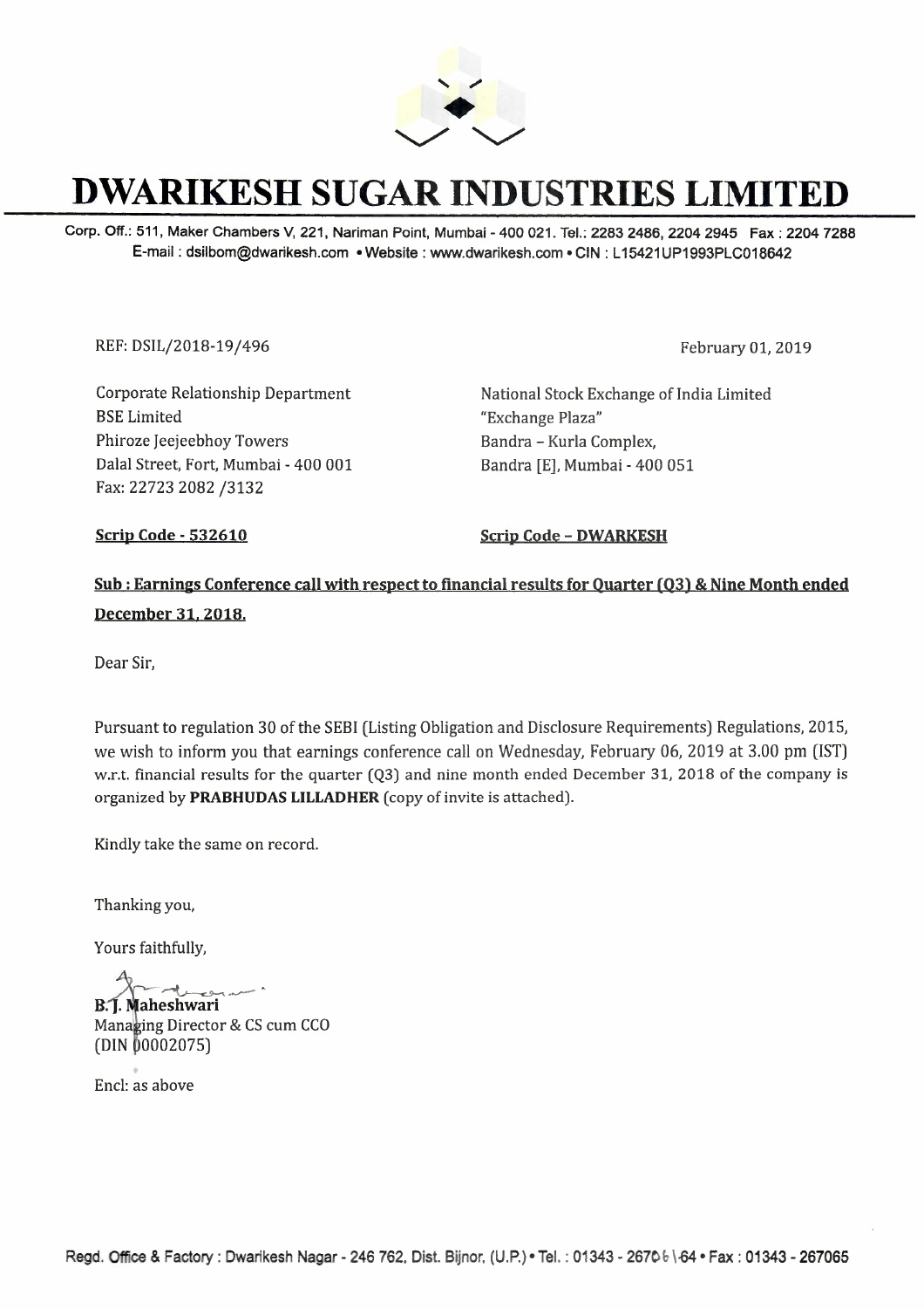# DWARIKESH SUGAR INDUSTRIES LIMITED

Corp. Off.: 511, Maker Chambers V, 221, Nariman Point, Mumbai - 400 021. Tel.: 2283 2486, 2204 2945 Fax : 2204 7288
E-mail : dsilbom@dwarikesh.com • Website : www.dwarikesh.com • CIN : L15421UP1993PLC018642

REF: DSIL/2018-19/496

February 01, 2019

Corporate Relationship Department
BSE Limited
Phiroze Jeejeebhoy Towers
Dalal Street, Fort, Mumbai - 400 001
Fax: 22723 2082 /3132

National Stock Exchange of India Limited
"Exchange Plaza"
Bandra – Kurla Complex,
Bandra [E], Mumbai - 400 051

**Scrip Code - 532610**

**Scrip Code – DWARKESH**

**Sub : Earnings Conference call with respect to financial results for Quarter (Q3) & Nine Month ended December 31, 2018.**

Dear Sir,

Pursuant to regulation 30 of the SEBI (Listing Obligation and Disclosure Requirements) Regulations, 2015, we wish to inform you that earnings conference call on Wednesday, February 06, 2019 at 3.00 pm (IST) w.r.t. financial results for the quarter (Q3) and nine month ended December 31, 2018 of the company is organized by **PRABHUDAS LILLADHER** (copy of invite is attached).

Kindly take the same on record.

Thanking you,

Yours faithfully,

**B. J. Maheshwari**
Managing Director & CS cum CCO
(DIN 00002075)

Encl: as above

Regd. Office & Factory : Dwarikesh Nagar - 246 762, Dist. Bijnor, (U.P.) • Tel. : 01343 - 267061-64 • Fax : 01343 - 267065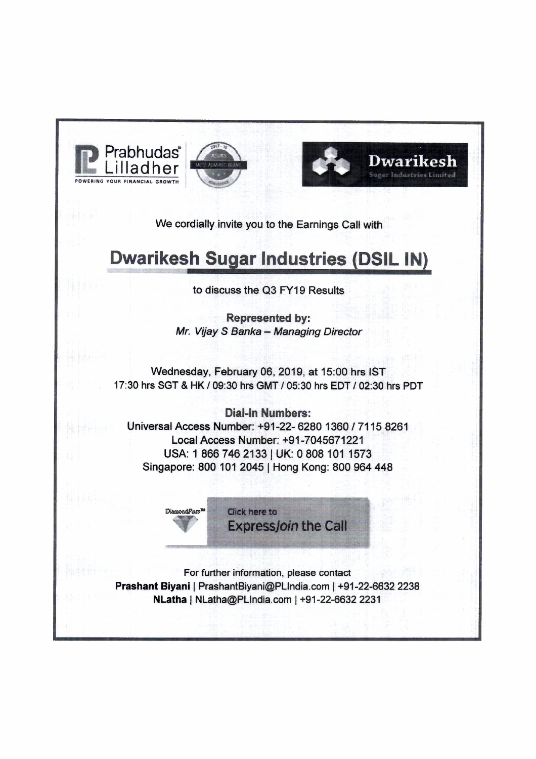Prabhudas Lilladher
POWERING YOUR FINANCIAL GROWTH

Dwarikesh
Sugar Industries Limited

We cordially invite you to the Earnings Call with

# Dwarikesh Sugar Industries (DSIL IN)

to discuss the Q3 FY19 Results

**Represented by:**
*Mr. Vijay S Banka – Managing Director*

Wednesday, February 06, 2019, at 15:00 hrs IST
17:30 hrs SGT & HK / 09:30 hrs GMT / 05:30 hrs EDT / 02:30 hrs PDT

**Dial-In Numbers:**
Universal Access Number: +91-22- 6280 1360 / 7115 8261
Local Access Number: +91-7045671221
USA: 1 866 746 2133 | UK: 0 808 101 1573
Singapore: 800 101 2045 | Hong Kong: 800 964 448

DiamondPass™ Click here to Express*Join* the Call

For further information, please contact
**Prashant Biyani** | PrashantBiyani@PLIndia.com | +91-22-6632 2238
**NLatha** | NLatha@PLIndia.com | +91-22-6632 2231